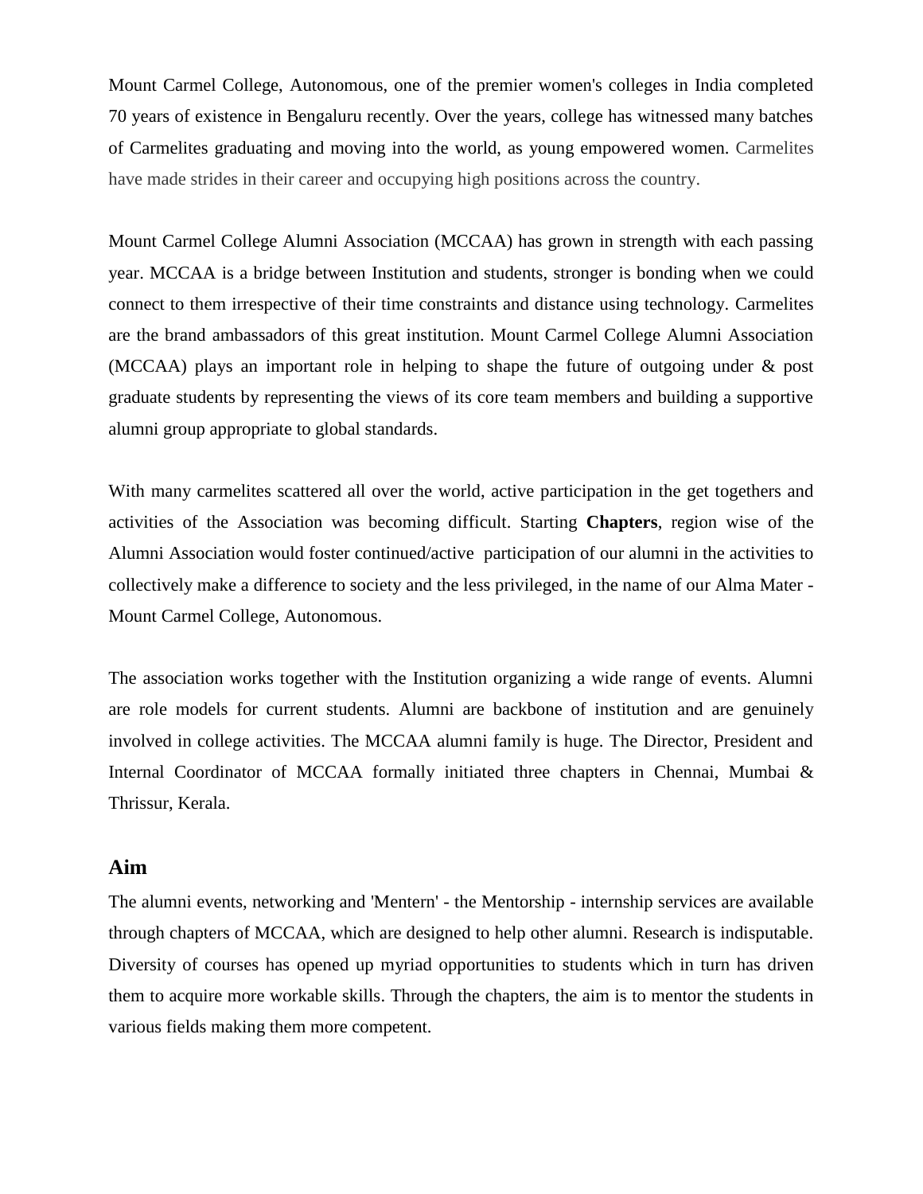Mount Carmel College, Autonomous, one of the premier women's colleges in India completed 70 years of existence in Bengaluru recently. Over the years, college has witnessed many batches of Carmelites graduating and moving into the world, as young empowered women. Carmelites have made strides in their career and occupying high positions across the country.

Mount Carmel College Alumni Association (MCCAA) has grown in strength with each passing year. MCCAA is a bridge between Institution and students, stronger is bonding when we could connect to them irrespective of their time constraints and distance using technology. Carmelites are the brand ambassadors of this great institution. Mount Carmel College Alumni Association (MCCAA) plays an important role in helping to shape the future of outgoing under & post graduate students by representing the views of its core team members and building a supportive alumni group appropriate to global standards.

With many carmelites scattered all over the world, active participation in the get togethers and activities of the Association was becoming difficult. Starting **Chapters**, region wise of the Alumni Association would foster continued/active participation of our alumni in the activities to collectively make a difference to society and the less privileged, in the name of our Alma Mater - Mount Carmel College, Autonomous.

The association works together with the Institution organizing a wide range of events. Alumni are role models for current students. Alumni are backbone of institution and are genuinely involved in college activities. The MCCAA alumni family is huge. The Director, President and Internal Coordinator of MCCAA formally initiated three chapters in Chennai, Mumbai & Thrissur, Kerala.

## Aim

The alumni events, networking and 'Mentern' - the Mentorship - internship services are available through chapters of MCCAA, which are designed to help other alumni. Research is indisputable. Diversity of courses has opened up myriad opportunities to students which in turn has driven them to acquire more workable skills. Through the chapters, the aim is to mentor the students in various fields making them more competent.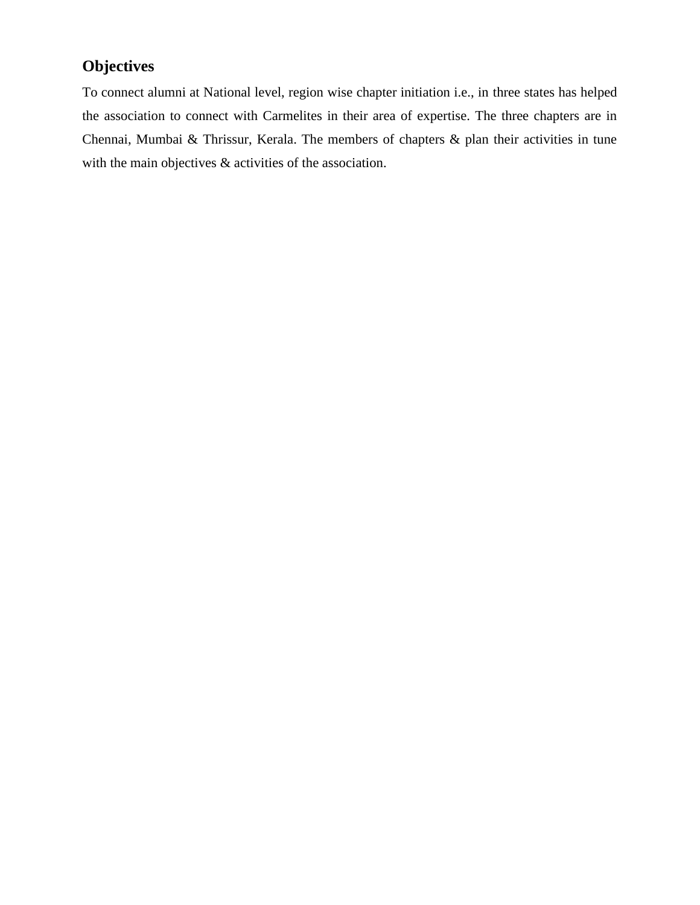## Objectives

To connect alumni at National level, region wise chapter initiation i.e., in three states has helped the association to connect with Carmelites in their area of expertise. The three chapters are in Chennai, Mumbai & Thrissur, Kerala. The members of chapters & plan their activities in tune with the main objectives & activities of the association.